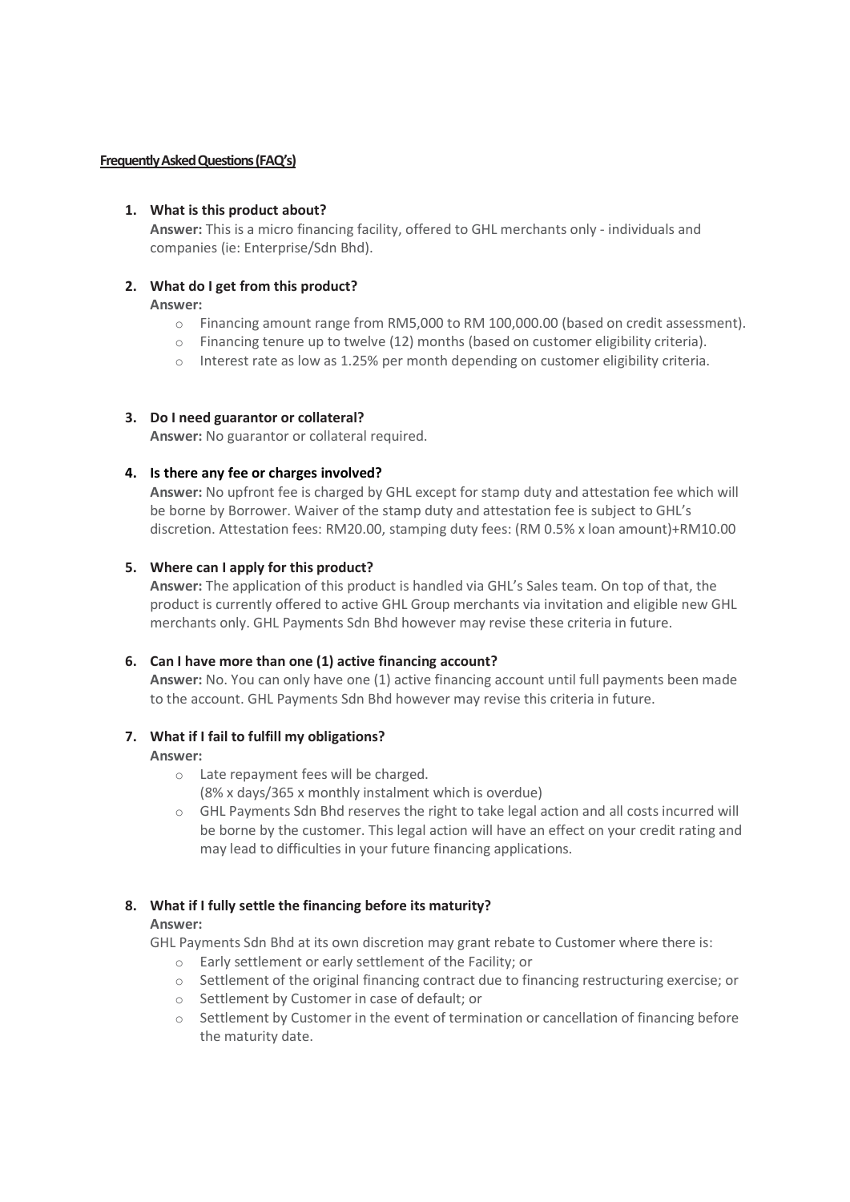**Frequently Asked Questions (FAQ's)**

1. **What is this product about?**
   **Answer:** This is a micro financing facility, offered to GHL merchants only - individuals and companies (ie: Enterprise/Sdn Bhd).

2. **What do I get from this product?**
   **Answer:**
   - Financing amount range from RM5,000 to RM 100,000.00 (based on credit assessment).
   - Financing tenure up to twelve (12) months (based on customer eligibility criteria).
   - Interest rate as low as 1.25% per month depending on customer eligibility criteria.

3. **Do I need guarantor or collateral?**
   **Answer:** No guarantor or collateral required.

4. **Is there any fee or charges involved?**
   **Answer:** No upfront fee is charged by GHL except for stamp duty and attestation fee which will be borne by Borrower. Waiver of the stamp duty and attestation fee is subject to GHL's discretion. Attestation fees: RM20.00, stamping duty fees: (RM 0.5% x loan amount)+RM10.00

5. **Where can I apply for this product?**
   **Answer:** The application of this product is handled via GHL's Sales team. On top of that, the product is currently offered to active GHL Group merchants via invitation and eligible new GHL merchants only. GHL Payments Sdn Bhd however may revise these criteria in future.

6. **Can I have more than one (1) active financing account?**
   **Answer:** No. You can only have one (1) active financing account until full payments been made to the account. GHL Payments Sdn Bhd however may revise this criteria in future.

7. **What if I fail to fulfill my obligations?**
   **Answer:**
   - Late repayment fees will be charged.
     (8% x days/365 x monthly instalment which is overdue)
   - GHL Payments Sdn Bhd reserves the right to take legal action and all costs incurred will be borne by the customer. This legal action will have an effect on your credit rating and may lead to difficulties in your future financing applications.

8. **What if I fully settle the financing before its maturity?**
   **Answer:**
   GHL Payments Sdn Bhd at its own discretion may grant rebate to Customer where there is:
   - Early settlement or early settlement of the Facility; or
   - Settlement of the original financing contract due to financing restructuring exercise; or
   - Settlement by Customer in case of default; or
   - Settlement by Customer in the event of termination or cancellation of financing before the maturity date.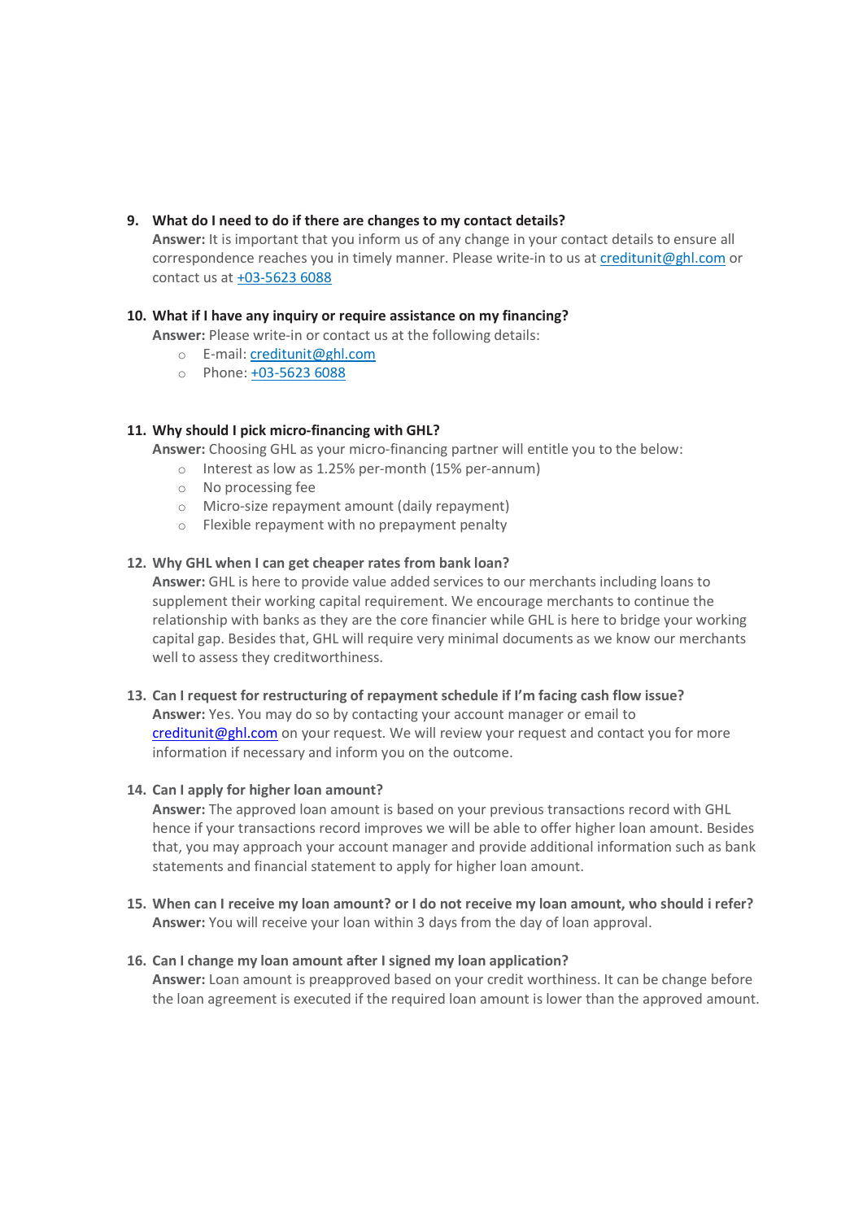9. **What do I need to do if there are changes to my contact details?**
   **Answer:** It is important that you inform us of any change in your contact details to ensure all correspondence reaches you in timely manner. Please write-in to us at creditunit@ghl.com or contact us at +03-5623 6088

10. **What if I have any inquiry or require assistance on my financing?**
    **Answer:** Please write-in or contact us at the following details:
    - E-mail: creditunit@ghl.com
    - Phone: +03-5623 6088

11. **Why should I pick micro-financing with GHL?**
    **Answer:** Choosing GHL as your micro-financing partner will entitle you to the below:
    - Interest as low as 1.25% per-month (15% per-annum)
    - No processing fee
    - Micro-size repayment amount (daily repayment)
    - Flexible repayment with no prepayment penalty

12. **Why GHL when I can get cheaper rates from bank loan?**
    **Answer:** GHL is here to provide value added services to our merchants including loans to supplement their working capital requirement. We encourage merchants to continue the relationship with banks as they are the core financier while GHL is here to bridge your working capital gap. Besides that, GHL will require very minimal documents as we know our merchants well to assess they creditworthiness.

13. **Can I request for restructuring of repayment schedule if I'm facing cash flow issue?**
    **Answer:** Yes. You may do so by contacting your account manager or email to creditunit@ghl.com on your request. We will review your request and contact you for more information if necessary and inform you on the outcome.

14. **Can I apply for higher loan amount?**
    **Answer:** The approved loan amount is based on your previous transactions record with GHL hence if your transactions record improves we will be able to offer higher loan amount. Besides that, you may approach your account manager and provide additional information such as bank statements and financial statement to apply for higher loan amount.

15. **When can I receive my loan amount? or I do not receive my loan amount, who should i refer?**
    **Answer:** You will receive your loan within 3 days from the day of loan approval.

16. **Can I change my loan amount after I signed my loan application?**
    **Answer:** Loan amount is preapproved based on your credit worthiness. It can be change before the loan agreement is executed if the required loan amount is lower than the approved amount.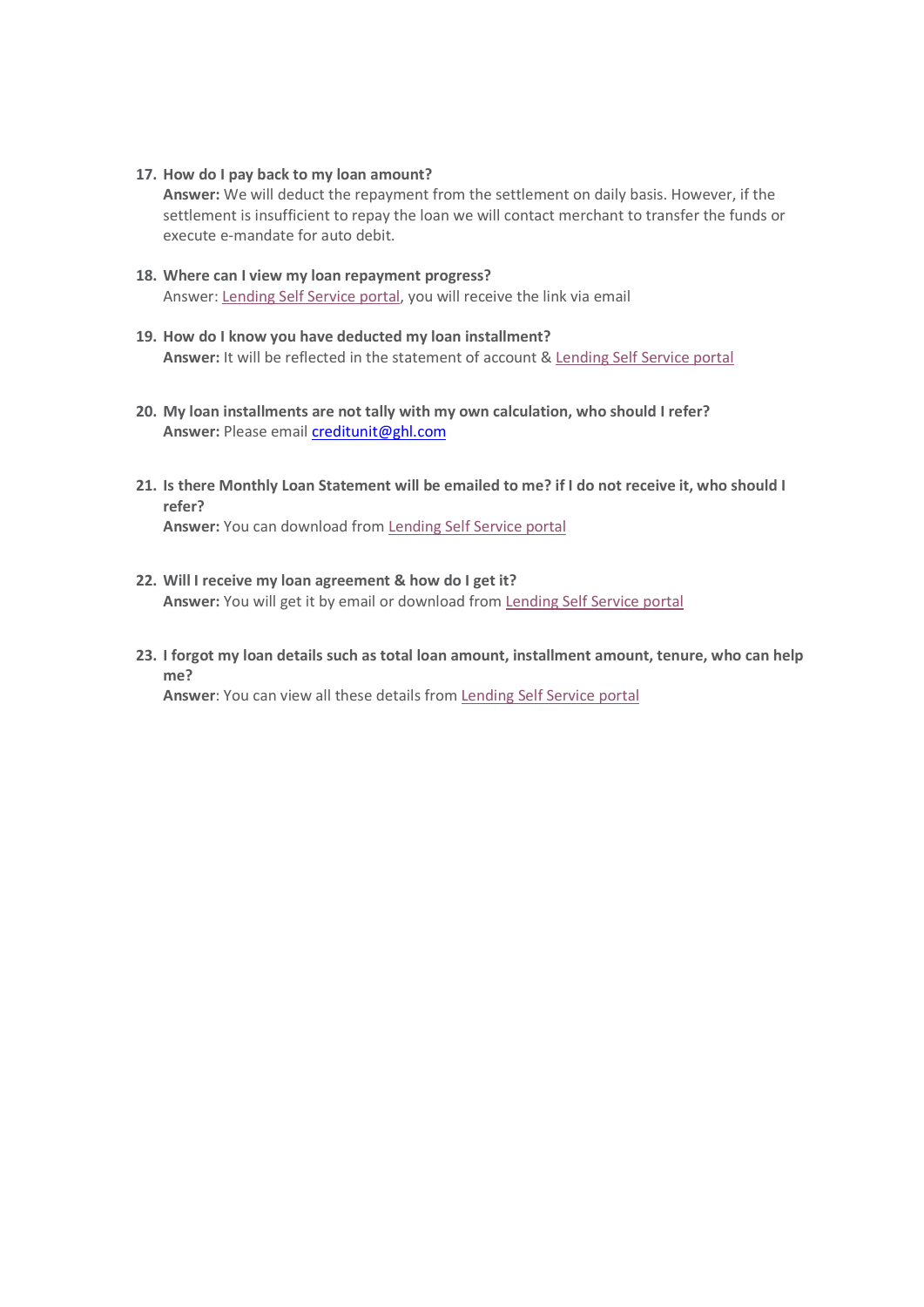17. **How do I pay back to my loan amount?**
    **Answer:** We will deduct the repayment from the settlement on daily basis. However, if the settlement is insufficient to repay the loan we will contact merchant to transfer the funds or execute e-mandate for auto debit.

18. **Where can I view my loan repayment progress?**
    Answer: Lending Self Service portal, you will receive the link via email

19. **How do I know you have deducted my loan installment?**
    **Answer:** It will be reflected in the statement of account & Lending Self Service portal

20. **My loan installments are not tally with my own calculation, who should I refer?**
    **Answer:** Please email creditunit@ghl.com

21. **Is there Monthly Loan Statement will be emailed to me? if I do not receive it, who should I refer?**
    **Answer:** You can download from Lending Self Service portal

22. **Will I receive my loan agreement & how do I get it?**
    **Answer:** You will get it by email or download from Lending Self Service portal

23. **I forgot my loan details such as total loan amount, installment amount, tenure, who can help me?**
    **Answer**: You can view all these details from Lending Self Service portal